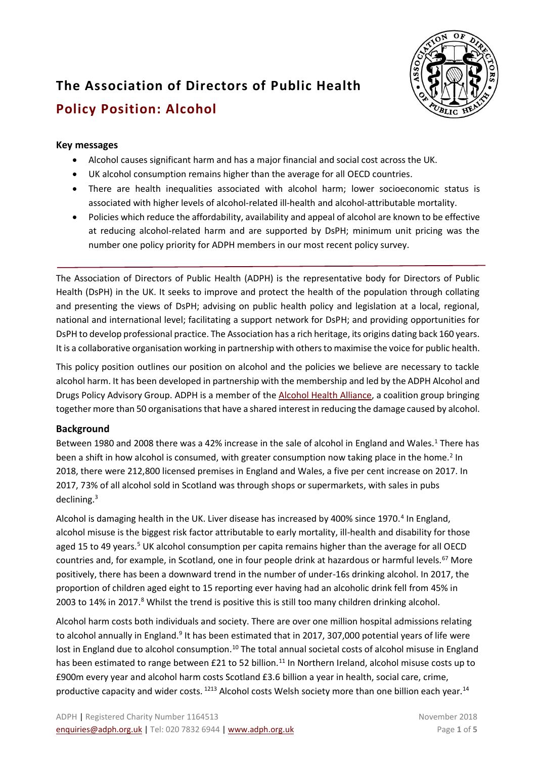# The Association of Directors of Public Health

## Policy Position: Alcohol

### Key messages

- Alcohol causes significant harm and has a major financial and social cost across the UK.
- UK alcohol consumption remains higher than the average for all OECD countries.
- There are health inequalities associated with alcohol harm; lower socioeconomic status is associated with higher levels of alcohol-related ill-health and alcohol-attributable mortality.
- Policies which reduce the affordability, availability and appeal of alcohol are known to be effective at reducing alcohol-related harm and are supported by DsPH; minimum unit pricing was the number one policy priority for ADPH members in our most recent policy survey.

---

The Association of Directors of Public Health (ADPH) is the representative body for Directors of Public Health (DsPH) in the UK. It seeks to improve and protect the health of the population through collating and presenting the views of DsPH; advising on public health policy and legislation at a local, regional, national and international level; facilitating a support network for DsPH; and providing opportunities for DsPH to develop professional practice. The Association has a rich heritage, its origins dating back 160 years. It is a collaborative organisation working in partnership with others to maximise the voice for public health.

This policy position outlines our position on alcohol and the policies we believe are necessary to tackle alcohol harm. It has been developed in partnership with the membership and led by the ADPH Alcohol and Drugs Policy Advisory Group. ADPH is a member of the Alcohol Health Alliance, a coalition group bringing together more than 50 organisations that have a shared interest in reducing the damage caused by alcohol.

### Background

Between 1980 and 2008 there was a 42% increase in the sale of alcohol in England and Wales.[1] There has been a shift in how alcohol is consumed, with greater consumption now taking place in the home.[2] In 2018, there were 212,800 licensed premises in England and Wales, a five per cent increase on 2017. In 2017, 73% of all alcohol sold in Scotland was through shops or supermarkets, with sales in pubs declining.[3]

Alcohol is damaging health in the UK. Liver disease has increased by 400% since 1970.[4] In England, alcohol misuse is the biggest risk factor attributable to early mortality, ill-health and disability for those aged 15 to 49 years.[5] UK alcohol consumption per capita remains higher than the average for all OECD countries and, for example, in Scotland, one in four people drink at hazardous or harmful levels.[6,7] More positively, there has been a downward trend in the number of under-16s drinking alcohol. In 2017, the proportion of children aged eight to 15 reporting ever having had an alcoholic drink fell from 45% in 2003 to 14% in 2017.[8] Whilst the trend is positive this is still too many children drinking alcohol.

Alcohol harm costs both individuals and society. There are over one million hospital admissions relating to alcohol annually in England.[9] It has been estimated that in 2017, 307,000 potential years of life were lost in England due to alcohol consumption.[10] The total annual societal costs of alcohol misuse in England has been estimated to range between £21 to 52 billion.[11] In Northern Ireland, alcohol misuse costs up to £900m every year and alcohol harm costs Scotland £3.6 billion a year in health, social care, crime, productive capacity and wider costs.[12,13] Alcohol costs Welsh society more than one billion each year.[14]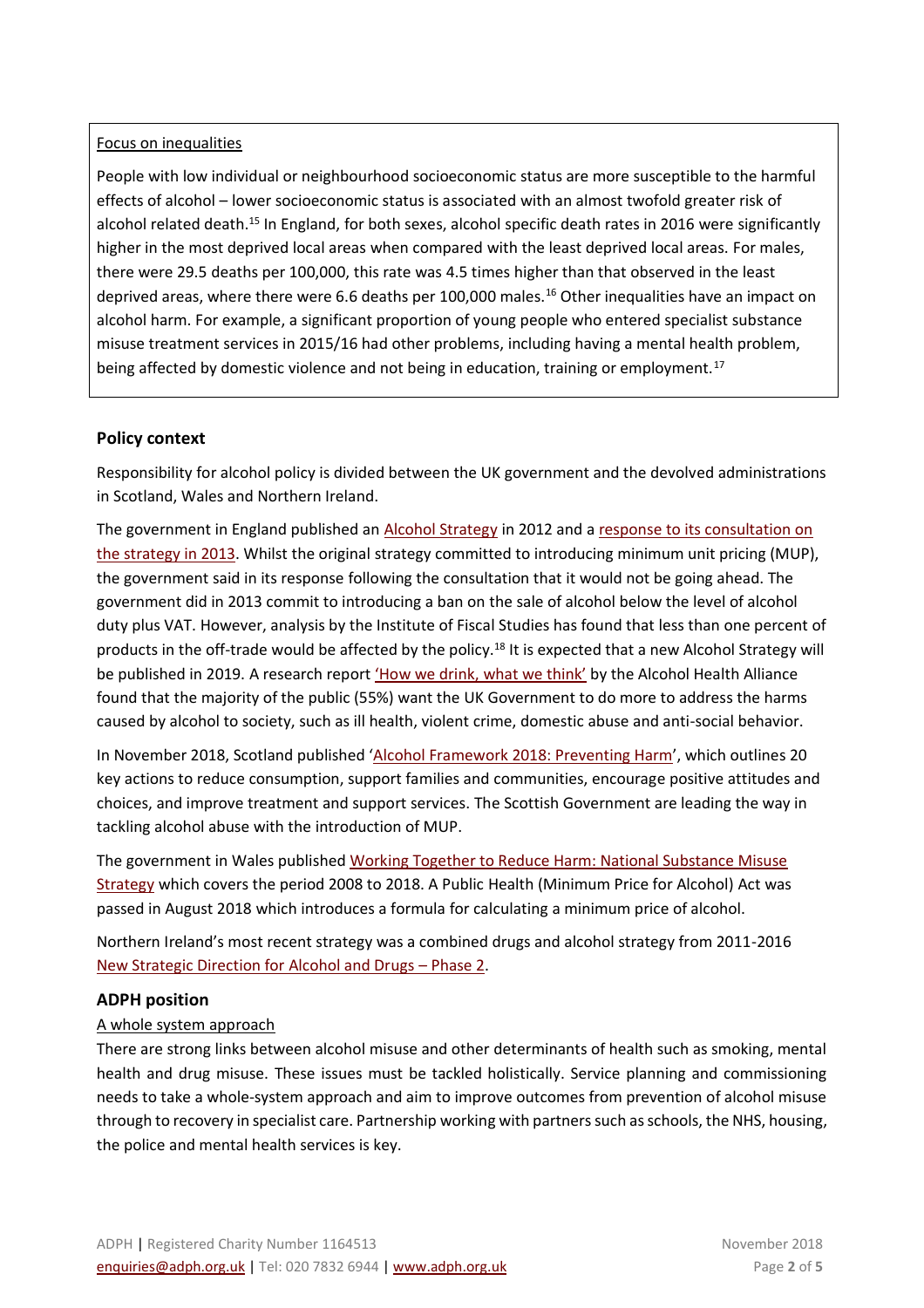Focus on inequalities

People with low individual or neighbourhood socioeconomic status are more susceptible to the harmful effects of alcohol – lower socioeconomic status is associated with an almost twofold greater risk of alcohol related death.[15] In England, for both sexes, alcohol specific death rates in 2016 were significantly higher in the most deprived local areas when compared with the least deprived local areas. For males, there were 29.5 deaths per 100,000, this rate was 4.5 times higher than that observed in the least deprived areas, where there were 6.6 deaths per 100,000 males.[16] Other inequalities have an impact on alcohol harm. For example, a significant proportion of young people who entered specialist substance misuse treatment services in 2015/16 had other problems, including having a mental health problem, being affected by domestic violence and not being in education, training or employment.[17]

## Policy context

Responsibility for alcohol policy is divided between the UK government and the devolved administrations in Scotland, Wales and Northern Ireland.

The government in England published an Alcohol Strategy in 2012 and a response to its consultation on the strategy in 2013. Whilst the original strategy committed to introducing minimum unit pricing (MUP), the government said in its response following the consultation that it would not be going ahead. The government did in 2013 commit to introducing a ban on the sale of alcohol below the level of alcohol duty plus VAT. However, analysis by the Institute of Fiscal Studies has found that less than one percent of products in the off-trade would be affected by the policy.[18] It is expected that a new Alcohol Strategy will be published in 2019. A research report 'How we drink, what we think' by the Alcohol Health Alliance found that the majority of the public (55%) want the UK Government to do more to address the harms caused by alcohol to society, such as ill health, violent crime, domestic abuse and anti-social behavior.

In November 2018, Scotland published 'Alcohol Framework 2018: Preventing Harm', which outlines 20 key actions to reduce consumption, support families and communities, encourage positive attitudes and choices, and improve treatment and support services. The Scottish Government are leading the way in tackling alcohol abuse with the introduction of MUP.

The government in Wales published Working Together to Reduce Harm: National Substance Misuse Strategy which covers the period 2008 to 2018. A Public Health (Minimum Price for Alcohol) Act was passed in August 2018 which introduces a formula for calculating a minimum price of alcohol.

Northern Ireland's most recent strategy was a combined drugs and alcohol strategy from 2011-2016 New Strategic Direction for Alcohol and Drugs – Phase 2.

## ADPH position

### A whole system approach

There are strong links between alcohol misuse and other determinants of health such as smoking, mental health and drug misuse. These issues must be tackled holistically. Service planning and commissioning needs to take a whole-system approach and aim to improve outcomes from prevention of alcohol misuse through to recovery in specialist care. Partnership working with partners such as schools, the NHS, housing, the police and mental health services is key.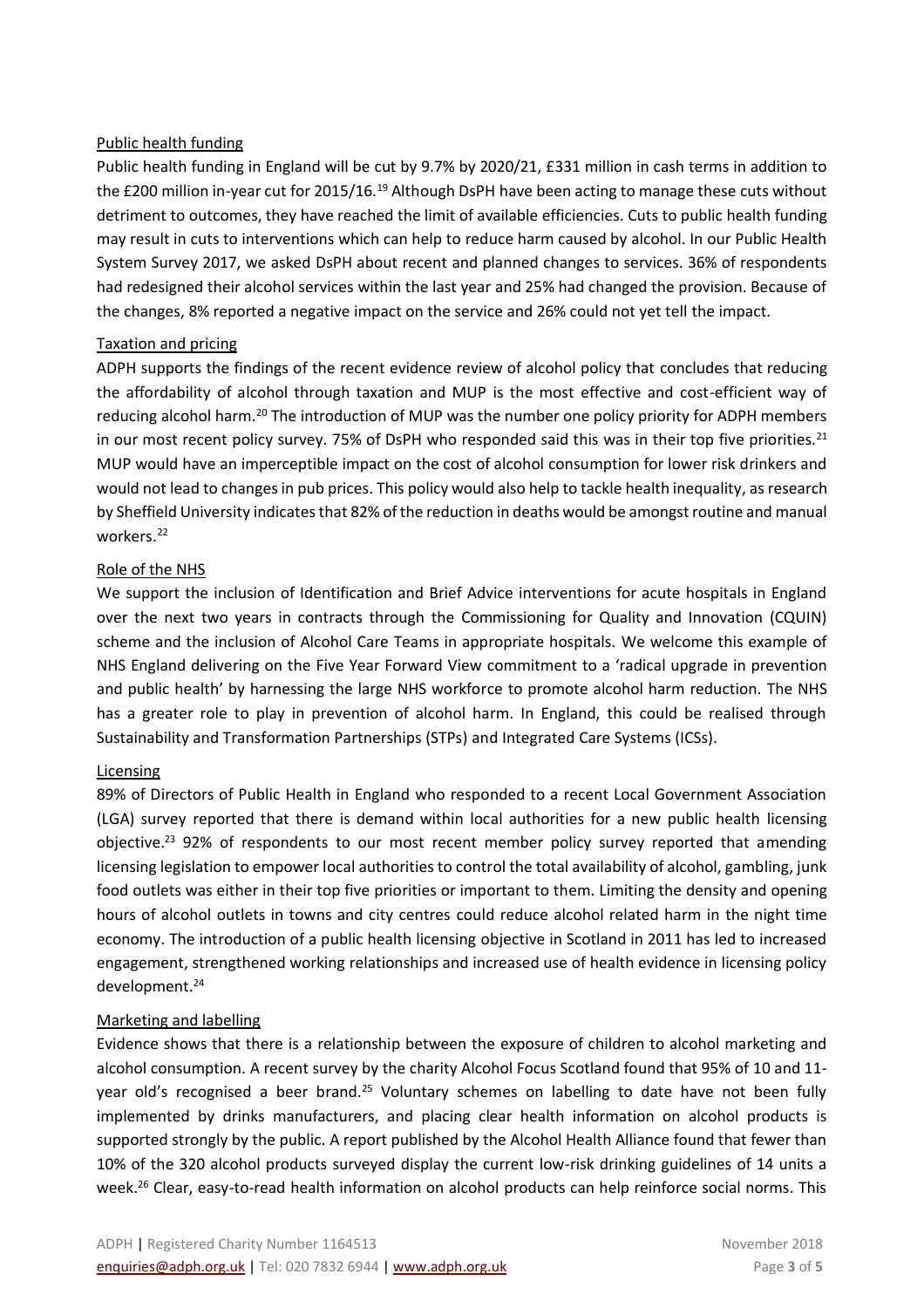## Public health funding

Public health funding in England will be cut by 9.7% by 2020/21, £331 million in cash terms in addition to the £200 million in-year cut for 2015/16.[19] Although DsPH have been acting to manage these cuts without detriment to outcomes, they have reached the limit of available efficiencies. Cuts to public health funding may result in cuts to interventions which can help to reduce harm caused by alcohol. In our Public Health System Survey 2017, we asked DsPH about recent and planned changes to services. 36% of respondents had redesigned their alcohol services within the last year and 25% had changed the provision. Because of the changes, 8% reported a negative impact on the service and 26% could not yet tell the impact.

## Taxation and pricing

ADPH supports the findings of the recent evidence review of alcohol policy that concludes that reducing the affordability of alcohol through taxation and MUP is the most effective and cost-efficient way of reducing alcohol harm.[20] The introduction of MUP was the number one policy priority for ADPH members in our most recent policy survey. 75% of DsPH who responded said this was in their top five priorities.[21] MUP would have an imperceptible impact on the cost of alcohol consumption for lower risk drinkers and would not lead to changes in pub prices. This policy would also help to tackle health inequality, as research by Sheffield University indicates that 82% of the reduction in deaths would be amongst routine and manual workers.[22]

## Role of the NHS

We support the inclusion of Identification and Brief Advice interventions for acute hospitals in England over the next two years in contracts through the Commissioning for Quality and Innovation (CQUIN) scheme and the inclusion of Alcohol Care Teams in appropriate hospitals. We welcome this example of NHS England delivering on the Five Year Forward View commitment to a 'radical upgrade in prevention and public health' by harnessing the large NHS workforce to promote alcohol harm reduction. The NHS has a greater role to play in prevention of alcohol harm. In England, this could be realised through Sustainability and Transformation Partnerships (STPs) and Integrated Care Systems (ICSs).

## Licensing

89% of Directors of Public Health in England who responded to a recent Local Government Association (LGA) survey reported that there is demand within local authorities for a new public health licensing objective.[23] 92% of respondents to our most recent member policy survey reported that amending licensing legislation to empower local authorities to control the total availability of alcohol, gambling, junk food outlets was either in their top five priorities or important to them. Limiting the density and opening hours of alcohol outlets in towns and city centres could reduce alcohol related harm in the night time economy. The introduction of a public health licensing objective in Scotland in 2011 has led to increased engagement, strengthened working relationships and increased use of health evidence in licensing policy development.[24]

## Marketing and labelling

Evidence shows that there is a relationship between the exposure of children to alcohol marketing and alcohol consumption. A recent survey by the charity Alcohol Focus Scotland found that 95% of 10 and 11-year old's recognised a beer brand.[25] Voluntary schemes on labelling to date have not been fully implemented by drinks manufacturers, and placing clear health information on alcohol products is supported strongly by the public. A report published by the Alcohol Health Alliance found that fewer than 10% of the 320 alcohol products surveyed display the current low-risk drinking guidelines of 14 units a week.[26] Clear, easy-to-read health information on alcohol products can help reinforce social norms. This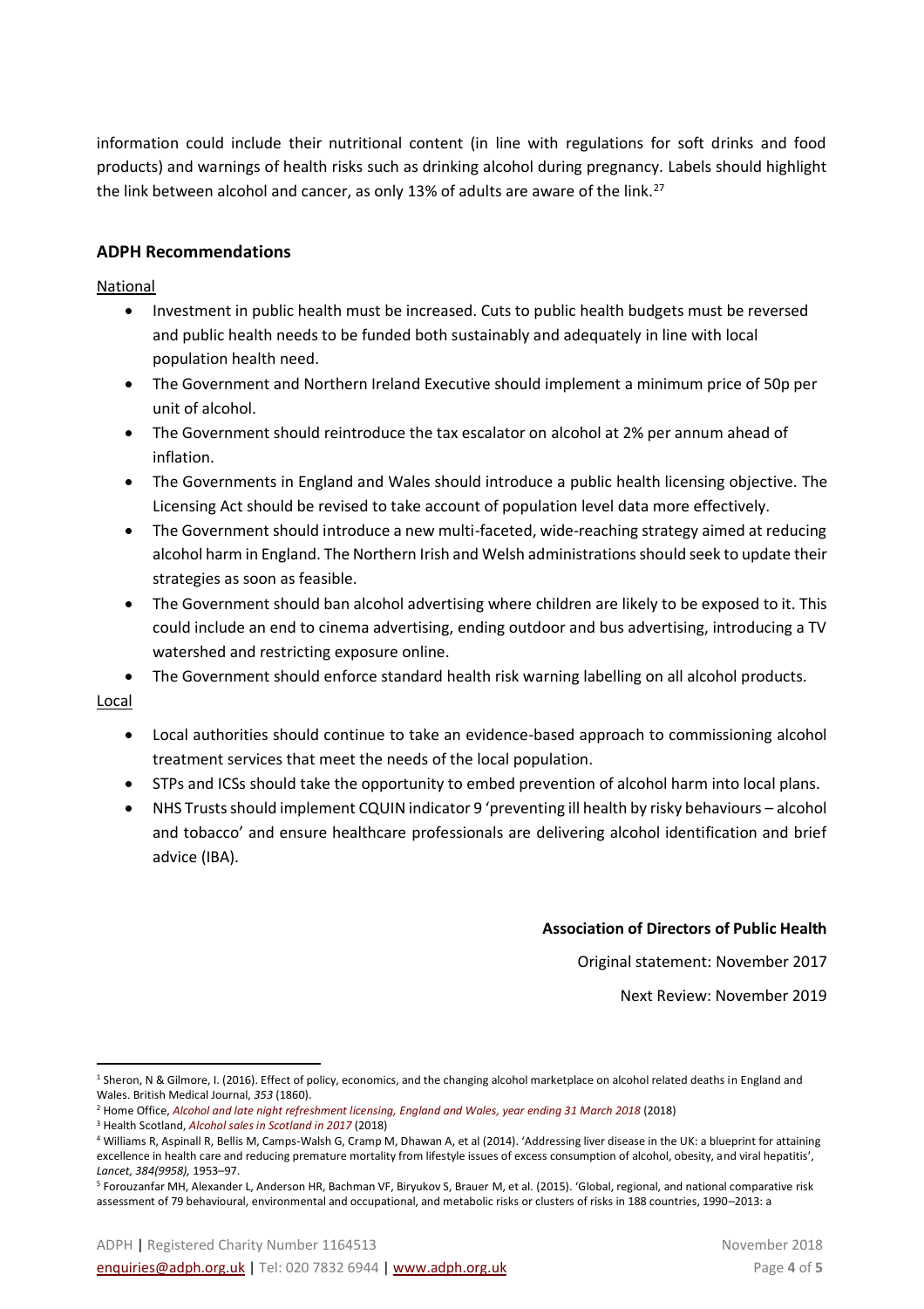information could include their nutritional content (in line with regulations for soft drinks and food products) and warnings of health risks such as drinking alcohol during pregnancy. Labels should highlight the link between alcohol and cancer, as only 13% of adults are aware of the link.[27]

## ADPH Recommendations

National

- Investment in public health must be increased. Cuts to public health budgets must be reversed and public health needs to be funded both sustainably and adequately in line with local population health need.
- The Government and Northern Ireland Executive should implement a minimum price of 50p per unit of alcohol.
- The Government should reintroduce the tax escalator on alcohol at 2% per annum ahead of inflation.
- The Governments in England and Wales should introduce a public health licensing objective. The Licensing Act should be revised to take account of population level data more effectively.
- The Government should introduce a new multi-faceted, wide-reaching strategy aimed at reducing alcohol harm in England. The Northern Irish and Welsh administrations should seek to update their strategies as soon as feasible.
- The Government should ban alcohol advertising where children are likely to be exposed to it. This could include an end to cinema advertising, ending outdoor and bus advertising, introducing a TV watershed and restricting exposure online.
- The Government should enforce standard health risk warning labelling on all alcohol products.

Local

- Local authorities should continue to take an evidence-based approach to commissioning alcohol treatment services that meet the needs of the local population.
- STPs and ICSs should take the opportunity to embed prevention of alcohol harm into local plans.
- NHS Trusts should implement CQUIN indicator 9 'preventing ill health by risky behaviours – alcohol and tobacco' and ensure healthcare professionals are delivering alcohol identification and brief advice (IBA).

**Association of Directors of Public Health**

Original statement: November 2017

Next Review: November 2019

---

[1] Sheron, N & Gilmore, I. (2016). Effect of policy, economics, and the changing alcohol marketplace on alcohol related deaths in England and Wales. British Medical Journal, *353* (1860).

[2] Home Office, *Alcohol and late night refreshment licensing, England and Wales, year ending 31 March 2018* (2018)

[3] Health Scotland, *Alcohol sales in Scotland in 2017* (2018)

[4] Williams R, Aspinall R, Bellis M, Camps-Walsh G, Cramp M, Dhawan A, et al (2014). 'Addressing liver disease in the UK: a blueprint for attaining excellence in health care and reducing premature mortality from lifestyle issues of excess consumption of alcohol, obesity, and viral hepatitis', *Lancet, 384(9958),* 1953–97.

[5] Forouzanfar MH, Alexander L, Anderson HR, Bachman VF, Biryukov S, Brauer M, et al. (2015). 'Global, regional, and national comparative risk assessment of 79 behavioural, environmental and occupational, and metabolic risks or clusters of risks in 188 countries, 1990–2013: a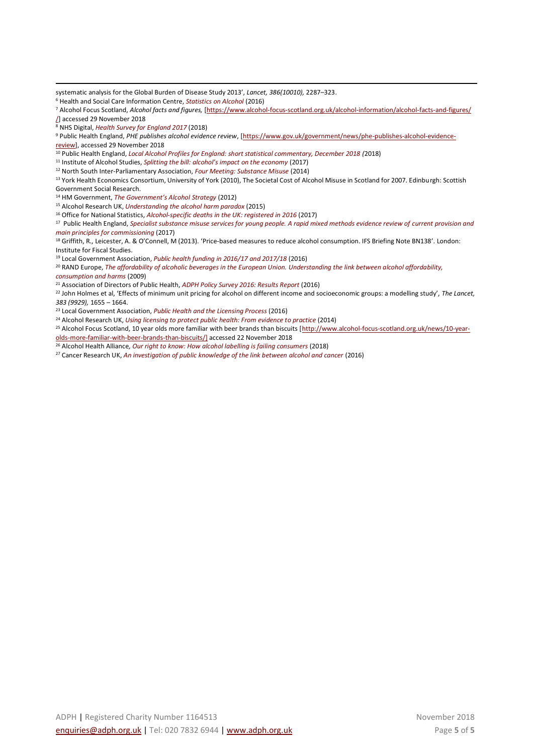systematic analysis for the Global Burden of Disease Study 2013', *Lancet, 386(10010),* 2287–323.

[6] Health and Social Care Information Centre, *Statistics on Alcohol* (2016)

[7] Alcohol Focus Scotland, *Alcohol facts and figures,* [https://www.alcohol-focus-scotland.org.uk/alcohol-information/alcohol-facts-and-figures/] accessed 29 November 2018

[8] NHS Digital, *Health Survey for England 2017* (2018)

[9] Public Health England, *PHE publishes alcohol evidence review*, [https://www.gov.uk/government/news/phe-publishes-alcohol-evidence-review], accessed 29 November 2018

[10] Public Health England, *Local Alcohol Profiles for England: short statistical commentary, December 2018 (*2018)

[11] Institute of Alcohol Studies, *Splitting the bill: alcohol's impact on the economy* (2017)

[12] North South Inter-Parliamentary Association, *Four Meeting: Substance Misuse* (2014)

[13] York Health Economics Consortium, University of York (2010), The Societal Cost of Alcohol Misuse in Scotland for 2007. Edinburgh: Scottish Government Social Research.

[14] HM Government, *The Government's Alcohol Strategy* (2012)

[15] Alcohol Research UK, *Understanding the alcohol harm paradox* (2015)

[16] Office for National Statistics, *Alcohol-specific deaths in the UK: registered in 2016* (2017)

[17] Public Health England, *Specialist substance misuse services for young people. A rapid mixed methods evidence review of current provision and main principles for commissioning* (2017)

[18] Griffith, R., Leicester, A. & O'Connell, M (2013). 'Price-based measures to reduce alcohol consumption. IFS Briefing Note BN138'. London: Institute for Fiscal Studies.

[19] Local Government Association, *Public health funding in 2016/17 and 2017/18* (2016)

[20] RAND Europe, *The affordability of alcoholic beverages in the European Union. Understanding the link between alcohol affordability, consumption and harms* (2009)

[21] Association of Directors of Public Health, *ADPH Policy Survey 2016: Results Report* (2016)

[22] John Holmes et al, 'Effects of minimum unit pricing for alcohol on different income and socioeconomic groups: a modelling study', *The Lancet, 383 (9929),* 1655 – 1664.

[23] Local Government Association, *Public Health and the Licensing Process* (2016)

[24] Alcohol Research UK, *Using licensing to protect public health: From evidence to practice* (2014)

[25] Alcohol Focus Scotland, 10 year olds more familiar with beer brands than biscuits [http://www.alcohol-focus-scotland.org.uk/news/10-year-olds-more-familiar-with-beer-brands-than-biscuits/] accessed 22 November 2018

[26] Alcohol Health Alliance*, Our right to know: How alcohol labelling is failing consumers* (2018)

[27] Cancer Research UK, *An investigation of public knowledge of the link between alcohol and cancer* (2016)

ADPH | Registered Charity Number 1164513

enquiries@adph.org.uk | Tel: 020 7832 6944 | www.adph.org.uk